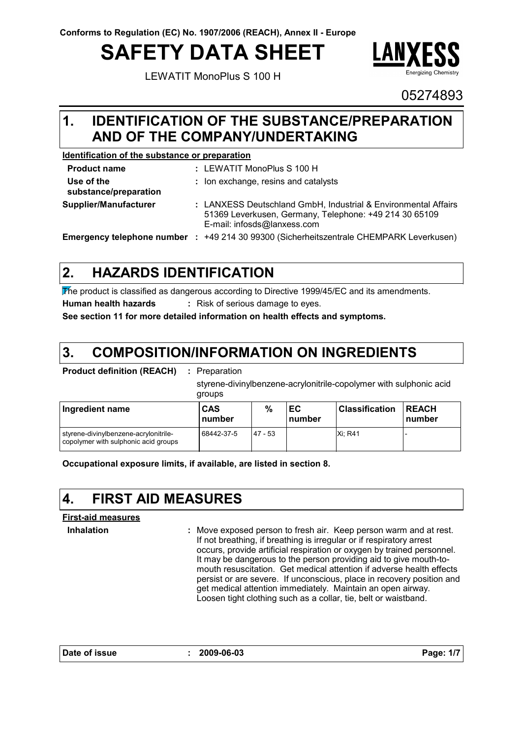Conforms to Regulation (EC) No. 1907/2006 (REACH), Annex II - Europe

# SAFETY DATA SHEET

LEWATIT MonoPlus S 100 H

05274893

## 1. IDENTIFICATION OF THE SUBSTANCE/PREPARATION AND OF THE COMPANY/UNDERTAKING

**Identification of the substance or preparation**

**Product name** : LEWATIT MonoPlus S 100 H

**Use of the substance/preparation** : Ion exchange, resins and catalysts

**Supplier/Manufacturer** : LANXESS Deutschland GmbH, Industrial & Environmental Affairs 51369 Leverkusen, Germany, Telephone: +49 214 30 65109 E-mail: infosds@lanxess.com

**Emergency telephone number** : +49 214 30 99300 (Sicherheitszentrale CHEMPARK Leverkusen)

## 2. HAZARDS IDENTIFICATION

The product is classified as dangerous according to Directive 1999/45/EC and its amendments.

**Human health hazards** : Risk of serious damage to eyes.

**See section 11 for more detailed information on health effects and symptoms.**

## 3. COMPOSITION/INFORMATION ON INGREDIENTS

**Product definition (REACH)** : Preparation

styrene-divinylbenzene-acrylonitrile-copolymer with sulphonic acid groups

| Ingredient name | CAS number | % | EC number | Classification | REACH number |
|---|---|---|---|---|---|
| styrene-divinylbenzene-acrylonitrile-copolymer with sulphonic acid groups | 68442-37-5 | 47 - 53 | | Xi; R41 | - |

**Occupational exposure limits, if available, are listed in section 8.**

## 4. FIRST AID MEASURES

**First-aid measures**

**Inhalation** : Move exposed person to fresh air. Keep person warm and at rest. If not breathing, if breathing is irregular or if respiratory arrest occurs, provide artificial respiration or oxygen by trained personnel. It may be dangerous to the person providing aid to give mouth-to-mouth resuscitation. Get medical attention if adverse health effects persist or are severe. If unconscious, place in recovery position and get medical attention immediately. Maintain an open airway. Loosen tight clothing such as a collar, tie, belt or waistband.

**Date of issue** : 2009-06-03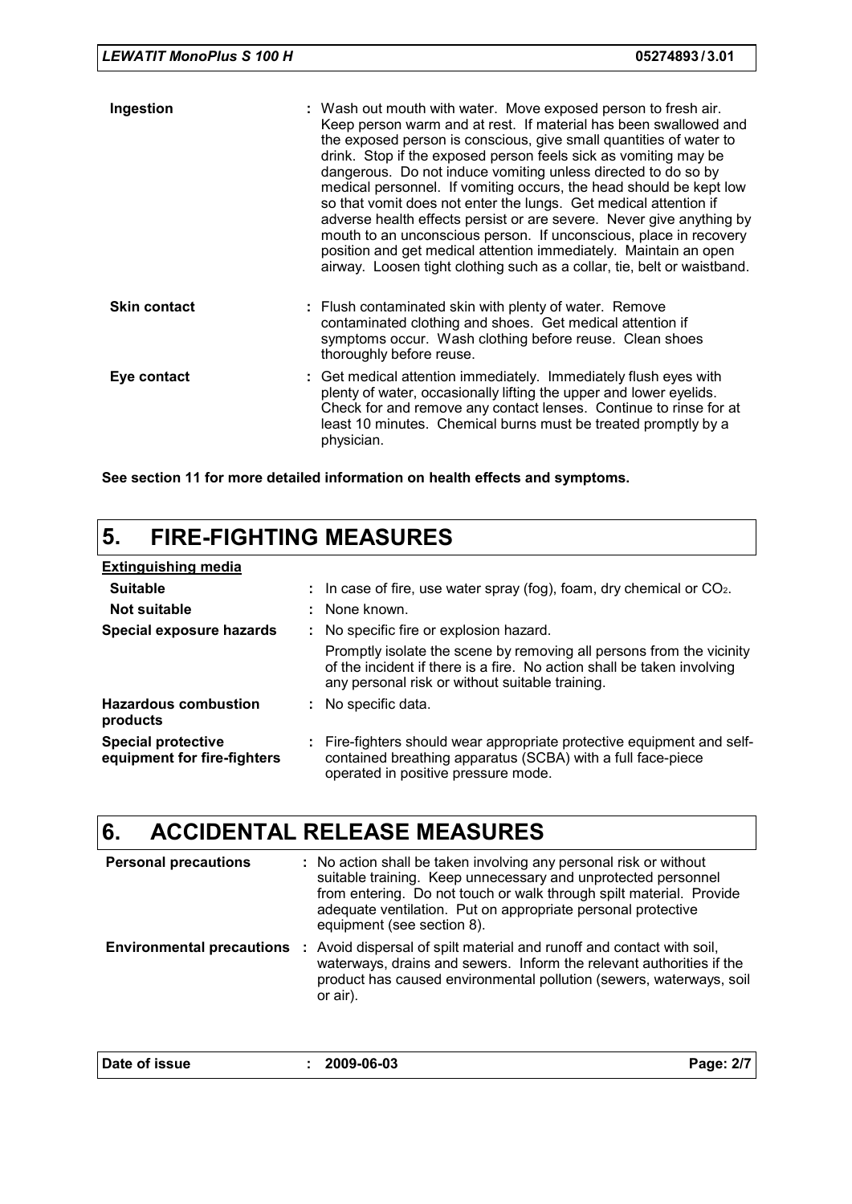| | |
|---|---|
| **Ingestion** | Wash out mouth with water. Move exposed person to fresh air. Keep person warm and at rest. If material has been swallowed and the exposed person is conscious, give small quantities of water to drink. Stop if the exposed person feels sick as vomiting may be dangerous. Do not induce vomiting unless directed to do so by medical personnel. If vomiting occurs, the head should be kept low so that vomit does not enter the lungs. Get medical attention if adverse health effects persist or are severe. Never give anything by mouth to an unconscious person. If unconscious, place in recovery position and get medical attention immediately. Maintain an open airway. Loosen tight clothing such as a collar, tie, belt or waistband. |
| **Skin contact** | Flush contaminated skin with plenty of water. Remove contaminated clothing and shoes. Get medical attention if symptoms occur. Wash clothing before reuse. Clean shoes thoroughly before reuse. |
| **Eye contact** | Get medical attention immediately. Immediately flush eyes with plenty of water, occasionally lifting the upper and lower eyelids. Check for and remove any contact lenses. Continue to rinse for at least 10 minutes. Chemical burns must be treated promptly by a physician. |

**See section 11 for more detailed information on health effects and symptoms.**

# 5. FIRE-FIGHTING MEASURES

**Extinguishing media**

| | |
|---|---|
| **Suitable** | In case of fire, use water spray (fog), foam, dry chemical or $CO_2$. |
| **Not suitable** | None known. |
| **Special exposure hazards** | No specific fire or explosion hazard. Promptly isolate the scene by removing all persons from the vicinity of the incident if there is a fire. No action shall be taken involving any personal risk or without suitable training. |
| **Hazardous combustion products** | No specific data. |
| **Special protective equipment for fire-fighters** | Fire-fighters should wear appropriate protective equipment and self-contained breathing apparatus (SCBA) with a full face-piece operated in positive pressure mode. |

# 6. ACCIDENTAL RELEASE MEASURES

| | |
|---|---|
| **Personal precautions** | No action shall be taken involving any personal risk or without suitable training. Keep unnecessary and unprotected personnel from entering. Do not touch or walk through spilt material. Provide adequate ventilation. Put on appropriate personal protective equipment (see section 8). |
| **Environmental precautions** | Avoid dispersal of spilt material and runoff and contact with soil, waterways, drains and sewers. Inform the relevant authorities if the product has caused environmental pollution (sewers, waterways, soil or air). |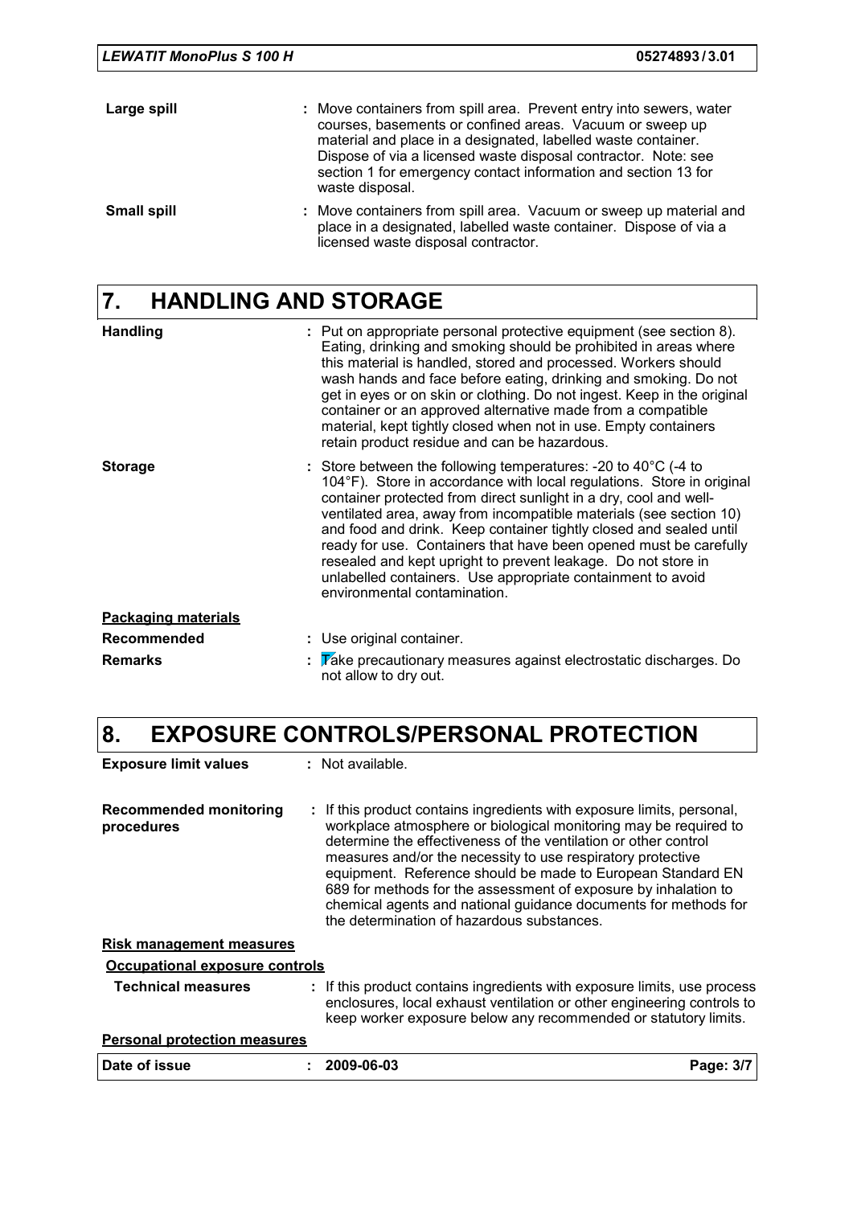**Large spill** : Move containers from spill area. Prevent entry into sewers, water courses, basements or confined areas. Vacuum or sweep up material and place in a designated, labelled waste container. Dispose of via a licensed waste disposal contractor. Note: see section 1 for emergency contact information and section 13 for waste disposal.

**Small spill** : Move containers from spill area. Vacuum or sweep up material and place in a designated, labelled waste container. Dispose of via a licensed waste disposal contractor.

## 7. HANDLING AND STORAGE

**Handling** : Put on appropriate personal protective equipment (see section 8). Eating, drinking and smoking should be prohibited in areas where this material is handled, stored and processed. Workers should wash hands and face before eating, drinking and smoking. Do not get in eyes or on skin or clothing. Do not ingest. Keep in the original container or an approved alternative made from a compatible material, kept tightly closed when not in use. Empty containers retain product residue and can be hazardous.

**Storage** : Store between the following temperatures: -20 to 40°C (-4 to 104°F). Store in accordance with local regulations. Store in original container protected from direct sunlight in a dry, cool and well-ventilated area, away from incompatible materials (see section 10) and food and drink. Keep container tightly closed and sealed until ready for use. Containers that have been opened must be carefully resealed and kept upright to prevent leakage. Do not store in unlabelled containers. Use appropriate containment to avoid environmental contamination.

**Packaging materials**

**Recommended** : Use original container.

**Remarks** : Take precautionary measures against electrostatic discharges. Do not allow to dry out.

## 8. EXPOSURE CONTROLS/PERSONAL PROTECTION

**Exposure limit values** : Not available.

**Recommended monitoring procedures** : If this product contains ingredients with exposure limits, personal, workplace atmosphere or biological monitoring may be required to determine the effectiveness of the ventilation or other control measures and/or the necessity to use respiratory protective equipment. Reference should be made to European Standard EN 689 for methods for the assessment of exposure by inhalation to chemical agents and national guidance documents for methods for the determination of hazardous substances.

**Risk management measures**

**Occupational exposure controls**

**Technical measures** : If this product contains ingredients with exposure limits, use process enclosures, local exhaust ventilation or other engineering controls to keep worker exposure below any recommended or statutory limits.

**Personal protection measures**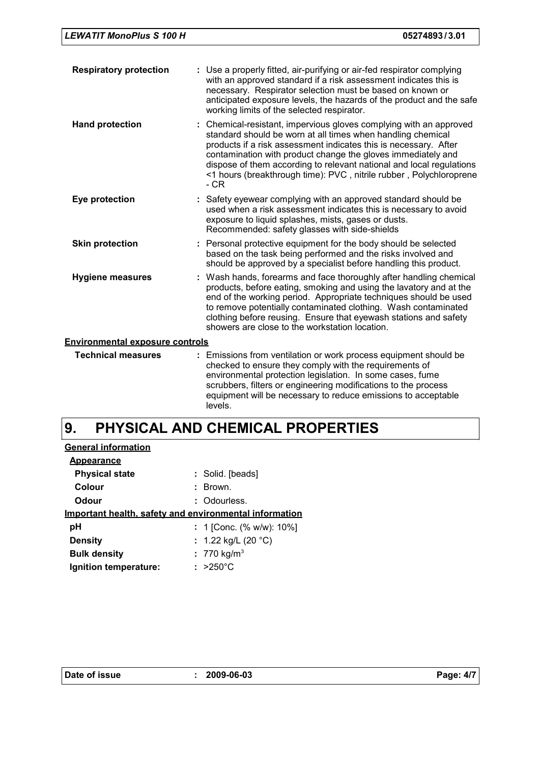| | |
|---|---|
| **Respiratory protection** | : Use a properly fitted, air-purifying or air-fed respirator complying with an approved standard if a risk assessment indicates this is necessary. Respirator selection must be based on known or anticipated exposure levels, the hazards of the product and the safe working limits of the selected respirator. |
| **Hand protection** | : Chemical-resistant, impervious gloves complying with an approved standard should be worn at all times when handling chemical products if a risk assessment indicates this is necessary. After contamination with product change the gloves immediately and dispose of them according to relevant national and local regulations <1 hours (breakthrough time): PVC , nitrile rubber , Polychloroprene - CR |
| **Eye protection** | : Safety eyewear complying with an approved standard should be used when a risk assessment indicates this is necessary to avoid exposure to liquid splashes, mists, gases or dusts. Recommended: safety glasses with side-shields |
| **Skin protection** | : Personal protective equipment for the body should be selected based on the task being performed and the risks involved and should be approved by a specialist before handling this product. |
| **Hygiene measures** | : Wash hands, forearms and face thoroughly after handling chemical products, before eating, smoking and using the lavatory and at the end of the working period. Appropriate techniques should be used to remove potentially contaminated clothing. Wash contaminated clothing before reusing. Ensure that eyewash stations and safety showers are close to the workstation location. |

**Environmental exposure controls**

| | |
|---|---|
| **Technical measures** | : Emissions from ventilation or work process equipment should be checked to ensure they comply with the requirements of environmental protection legislation. In some cases, fume scrubbers, filters or engineering modifications to the process equipment will be necessary to reduce emissions to acceptable levels. |

# 9. PHYSICAL AND CHEMICAL PROPERTIES

**General information**

**Appearance**

| | |
|---|---|
| **Physical state** | : Solid. [beads] |
| **Colour** | : Brown. |
| **Odour** | : Odourless. |

**Important health, safety and environmental information**

| | |
|---|---|
| **pH** | : 1 [Conc. (% w/w): 10%] |
| **Density** | : 1.22 kg/L (20 °C) |
| **Bulk density** | : 770 kg/m$^3$ |
| **Ignition temperature:** | : >250°C |

| | | |
|---|---|---|
| **Date of issue** | : **2009-06-03** | |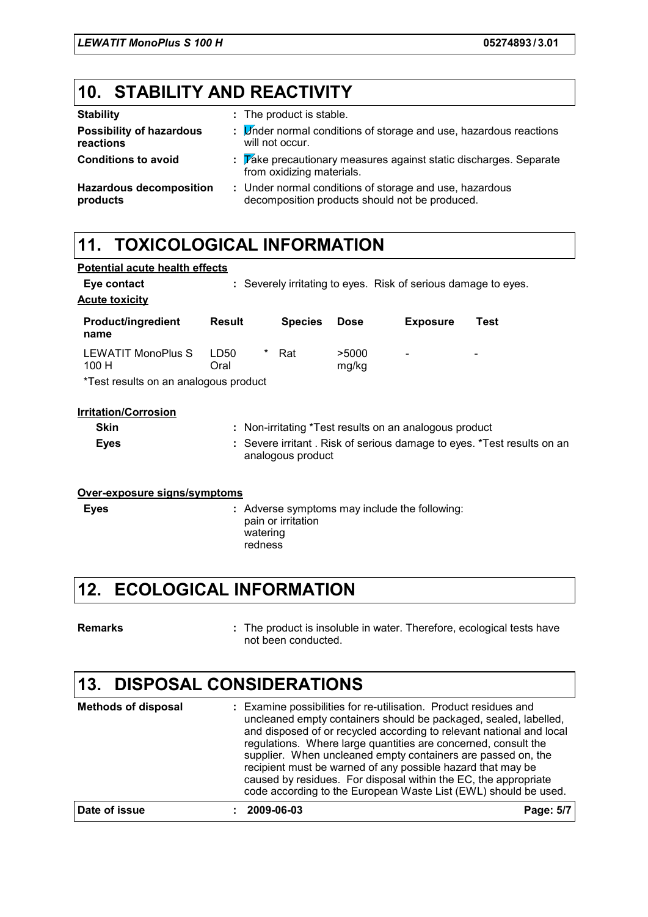## 10. STABILITY AND REACTIVITY

| | |
|---|---|
| **Stability** | : The product is stable. |
| **Possibility of hazardous reactions** | : Under normal conditions of storage and use, hazardous reactions will not occur. |
| **Conditions to avoid** | : Take precautionary measures against static discharges. Separate from oxidizing materials. |
| **Hazardous decomposition products** | : Under normal conditions of storage and use, hazardous decomposition products should not be produced. |

## 11. TOXICOLOGICAL INFORMATION

**Potential acute health effects**

**Eye contact** : Severely irritating to eyes. Risk of serious damage to eyes.

**Acute toxicity**

| Product/ingredient name | Result | | Species | Dose | Exposure | Test |
|---|---|---|---|---|---|---|
| LEWATIT MonoPlus S 100 H | LD50 Oral | * | Rat | >5000 mg/kg | - | - |

*Test results on an analogous product

**Irritation/Corrosion**

**Skin** : Non-irritating *Test results on an analogous product

**Eyes** : Severe irritant . Risk of serious damage to eyes. *Test results on an analogous product

**Over-exposure signs/symptoms**

**Eyes** : Adverse symptoms may include the following:
pain or irritation
watering
redness

## 12. ECOLOGICAL INFORMATION

**Remarks** : The product is insoluble in water. Therefore, ecological tests have not been conducted.

## 13. DISPOSAL CONSIDERATIONS

**Methods of disposal** : Examine possibilities for re-utilisation. Product residues and uncleaned empty containers should be packaged, sealed, labelled, and disposed of or recycled according to relevant national and local regulations. Where large quantities are concerned, consult the supplier. When uncleaned empty containers are passed on, the recipient must be warned of any possible hazard that may be caused by residues. For disposal within the EC, the appropriate code according to the European Waste List (EWL) should be used.

**Date of issue** : 2009-06-03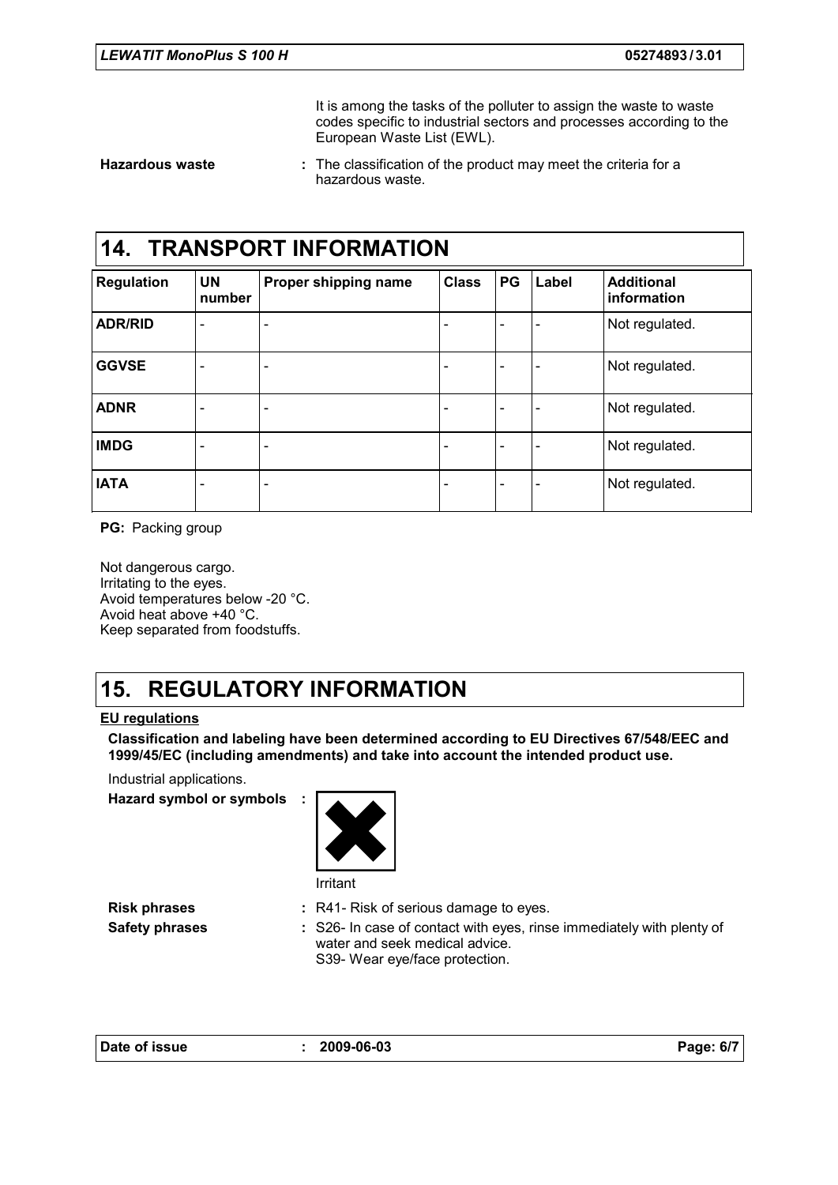It is among the tasks of the polluter to assign the waste to waste codes specific to industrial sectors and processes according to the European Waste List (EWL).

**Hazardous waste** : The classification of the product may meet the criteria for a hazardous waste.

# 14. TRANSPORT INFORMATION

| Regulation | UN number | Proper shipping name | Class | PG | Label | Additional information |
|---|---|---|---|---|---|---|
| **ADR/RID** | - | - | - | - | - | Not regulated. |
| **GGVSE** | - | - | - | - | - | Not regulated. |
| **ADNR** | - | - | - | - | - | Not regulated. |
| **IMDG** | - | - | - | - | - | Not regulated. |
| **IATA** | - | - | - | - | - | Not regulated. |

**PG:** Packing group

Not dangerous cargo.
Irritating to the eyes.
Avoid temperatures below -20 °C.
Avoid heat above +40 °C.
Keep separated from foodstuffs.

# 15. REGULATORY INFORMATION

**EU regulations**

**Classification and labeling have been determined according to EU Directives 67/548/EEC and 1999/45/EC (including amendments) and take into account the intended product use.**

Industrial applications.

**Hazard symbol or symbols** :

Irritant

**Risk phrases** : R41- Risk of serious damage to eyes.

**Safety phrases** : S26- In case of contact with eyes, rinse immediately with plenty of water and seek medical advice.
S39- Wear eye/face protection.

**Date of issue** : 2009-06-03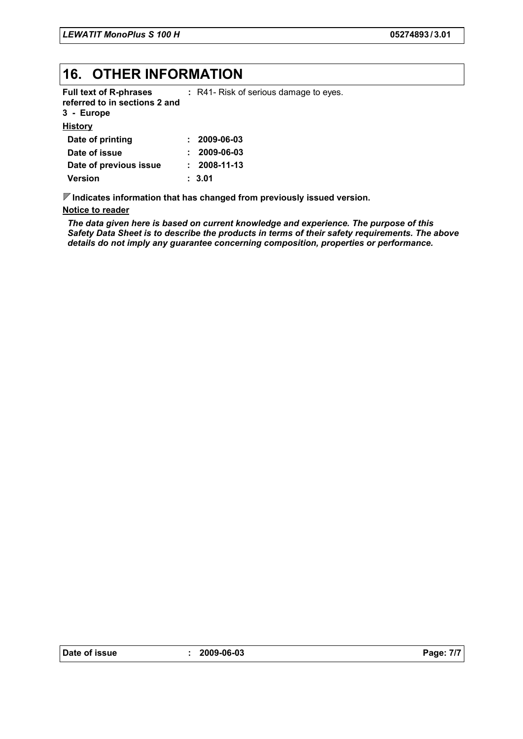# 16. OTHER INFORMATION

**Full text of R-phrases referred to in sections 2 and 3 - Europe** : R41- Risk of serious damage to eyes.

**History**

| | |
|---|---|
| **Date of printing** | : **2009-06-03** |
| **Date of issue** | : **2009-06-03** |
| **Date of previous issue** | : **2008-11-13** |
| **Version** | : **3.01** |

**Indicates information that has changed from previously issued version.**

**Notice to reader**

***The data given here is based on current knowledge and experience. The purpose of this Safety Data Sheet is to describe the products in terms of their safety requirements. The above details do not imply any guarantee concerning composition, properties or performance.***